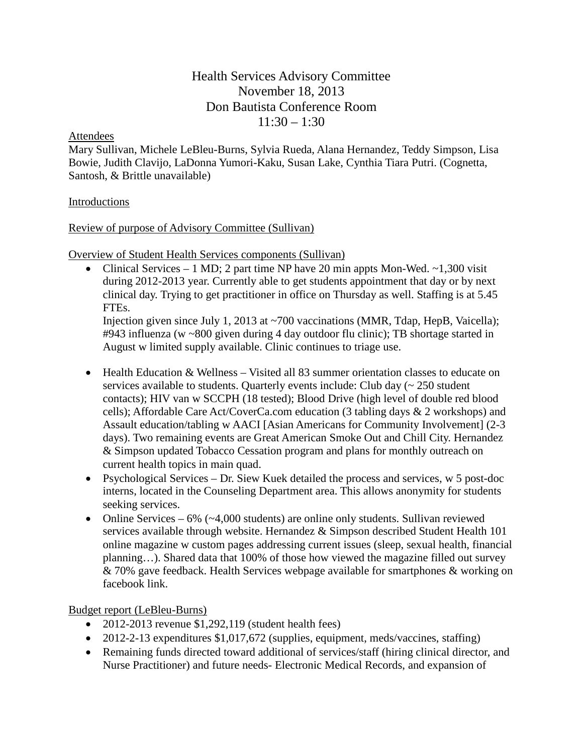# Health Services Advisory Committee
# November 18, 2013
# Don Bautista Conference Room
# 11:30 – 1:30

Attendees

Mary Sullivan, Michele LeBleu-Burns, Sylvia Rueda, Alana Hernandez, Teddy Simpson, Lisa Bowie, Judith Clavijo, LaDonna Yumori-Kaku, Susan Lake, Cynthia Tiara Putri. (Cognetta, Santosh, & Brittle unavailable)

Introductions

Review of purpose of Advisory Committee (Sullivan)

Overview of Student Health Services components (Sullivan)

- Clinical Services – 1 MD; 2 part time NP have 20 min appts Mon-Wed. ~1,300 visit during 2012-2013 year. Currently able to get students appointment that day or by next clinical day. Trying to get practitioner in office on Thursday as well. Staffing is at 5.45 FTEs.
  Injection given since July 1, 2013 at ~700 vaccinations (MMR, Tdap, HepB, Vaicella); #943 influenza (w ~800 given during 4 day outdoor flu clinic); TB shortage started in August w limited supply available. Clinic continues to triage use.
- Health Education & Wellness – Visited all 83 summer orientation classes to educate on services available to students. Quarterly events include: Club day (~ 250 student contacts); HIV van w SCCPH (18 tested); Blood Drive (high level of double red blood cells); Affordable Care Act/CoverCa.com education (3 tabling days & 2 workshops) and Assault education/tabling w AACI [Asian Americans for Community Involvement] (2-3 days). Two remaining events are Great American Smoke Out and Chill City. Hernandez & Simpson updated Tobacco Cessation program and plans for monthly outreach on current health topics in main quad.
- Psychological Services – Dr. Siew Kuek detailed the process and services, w 5 post-doc interns, located in the Counseling Department area. This allows anonymity for students seeking services.
- Online Services – 6% (~4,000 students) are online only students. Sullivan reviewed services available through website. Hernandez & Simpson described Student Health 101 online magazine w custom pages addressing current issues (sleep, sexual health, financial planning…). Shared data that 100% of those how viewed the magazine filled out survey & 70% gave feedback. Health Services webpage available for smartphones & working on facebook link.

Budget report (LeBleu-Burns)

- 2012-2013 revenue $1,292,119 (student health fees)
- 2012-2-13 expenditures $1,017,672 (supplies, equipment, meds/vaccines, staffing)
- Remaining funds directed toward additional of services/staff (hiring clinical director, and Nurse Practitioner) and future needs- Electronic Medical Records, and expansion of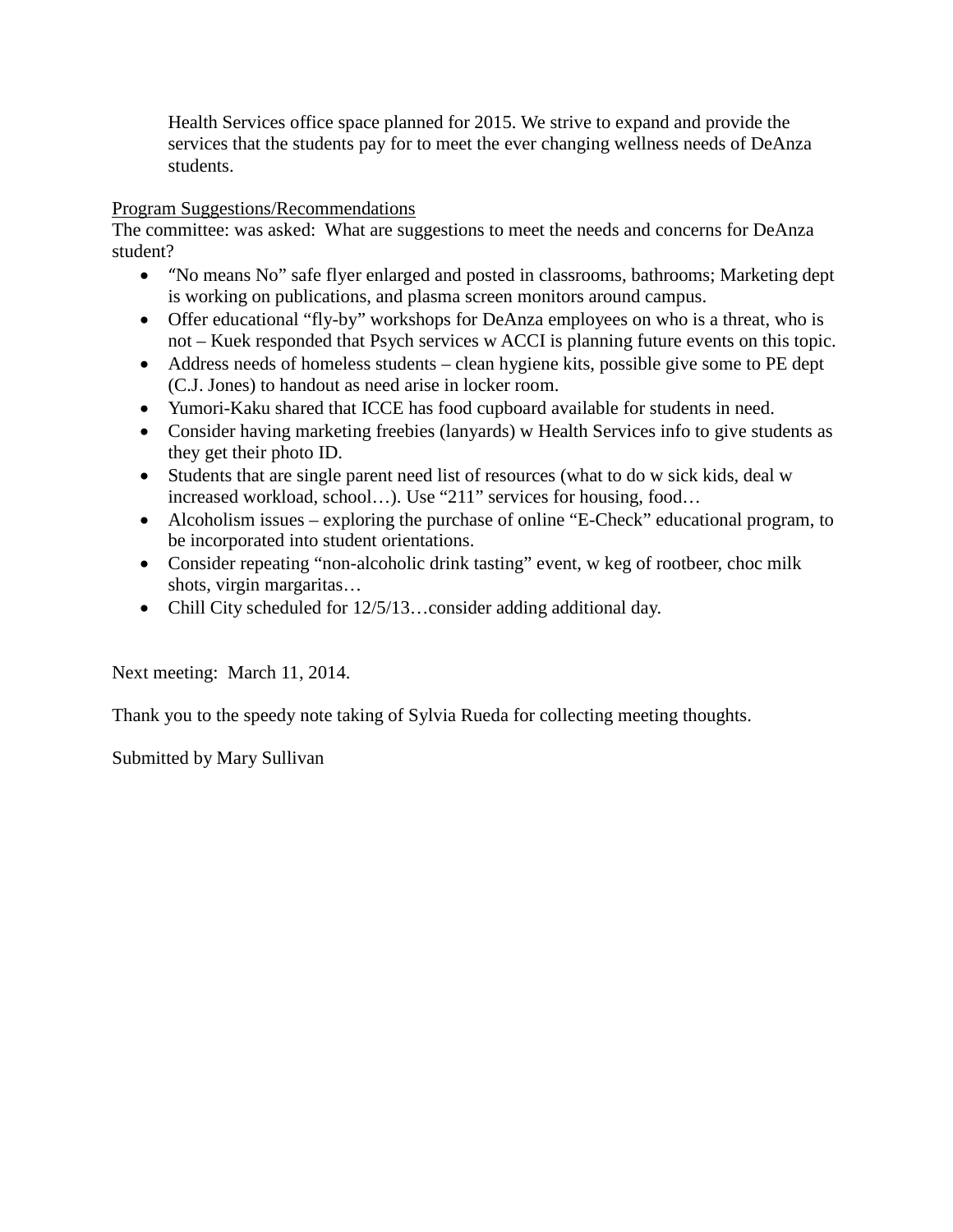Health Services office space planned for 2015. We strive to expand and provide the services that the students pay for to meet the ever changing wellness needs of DeAnza students.

<u>Program Suggestions/Recommendations</u>

The committee: was asked: What are suggestions to meet the needs and concerns for DeAnza student?

- "No means No" safe flyer enlarged and posted in classrooms, bathrooms; Marketing dept is working on publications, and plasma screen monitors around campus.
- Offer educational "fly-by" workshops for DeAnza employees on who is a threat, who is not – Kuek responded that Psych services w ACCI is planning future events on this topic.
- Address needs of homeless students – clean hygiene kits, possible give some to PE dept (C.J. Jones) to handout as need arise in locker room.
- Yumori-Kaku shared that ICCE has food cupboard available for students in need.
- Consider having marketing freebies (lanyards) w Health Services info to give students as they get their photo ID.
- Students that are single parent need list of resources (what to do w sick kids, deal w increased workload, school…). Use "211" services for housing, food…
- Alcoholism issues – exploring the purchase of online "E-Check" educational program, to be incorporated into student orientations.
- Consider repeating "non-alcoholic drink tasting" event, w keg of rootbeer, choc milk shots, virgin margaritas…
- Chill City scheduled for 12/5/13…consider adding additional day.

Next meeting: March 11, 2014.

Thank you to the speedy note taking of Sylvia Rueda for collecting meeting thoughts.

Submitted by Mary Sullivan